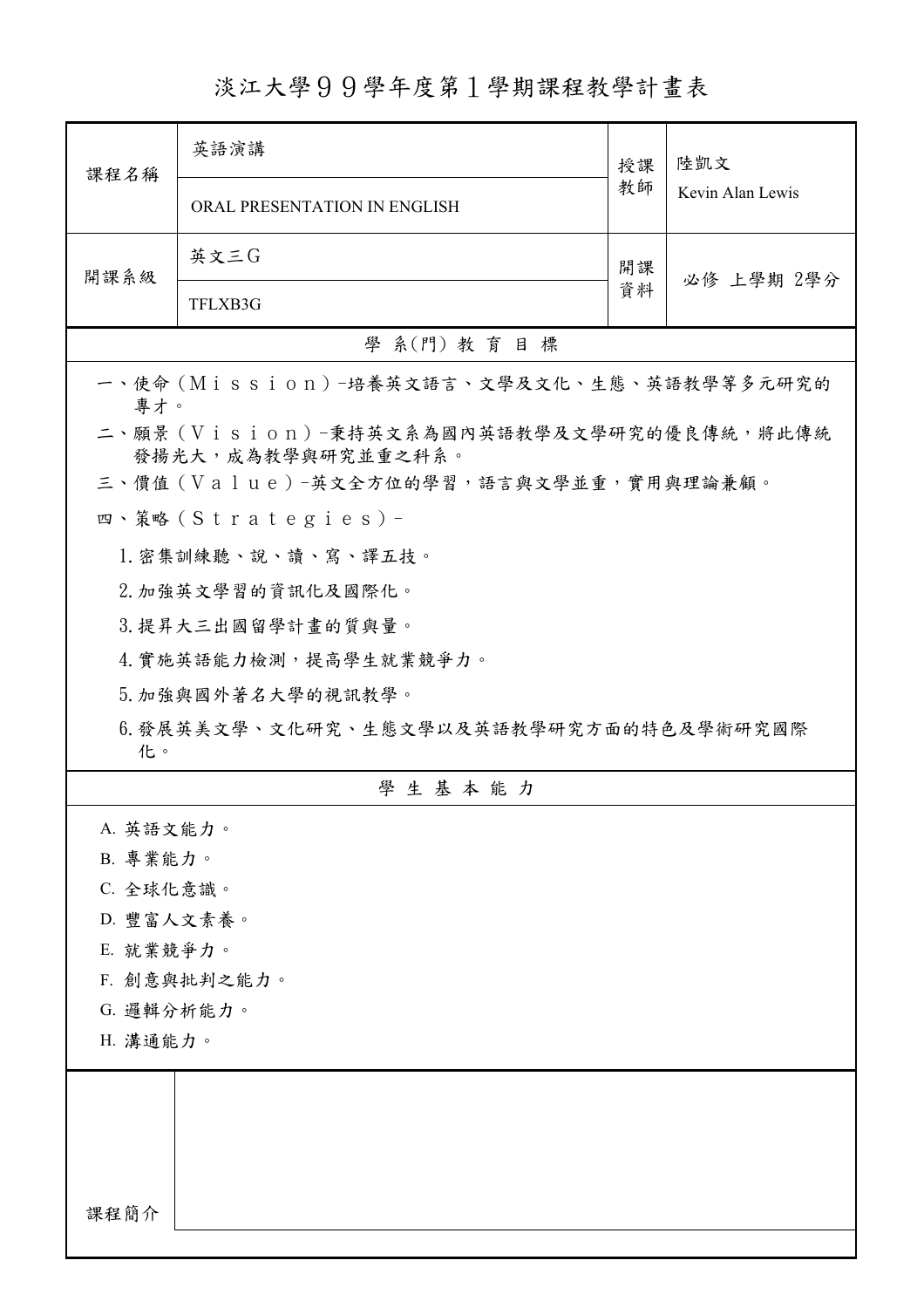# 淡江大學９９學年度第１學期課程教學計畫表

| 課程名稱 | 英語演講 | 授課教師 | 陸凱文 Kevin Alan Lewis |
|---|---|---|---|
| | ORAL PRESENTATION IN ENGLISH | | |
| 開課系級 | 英文三Ｇ | 開課資料 | 必修 上學期 2學分 |
| | TFLXB3G | | |

## 學 系(門) 教 育 目 標

一、使命（Ｍｉｓｓｉｏｎ）-培養英文語言、文學及文化、生態、英語教學等多元研究的專才。

二、願景（Ｖｉｓｉｏｎ）-秉持英文系為國內英語教學及文學研究的優良傳統，將此傳統發揚光大，成為教學與研究並重之科系。

三、價值（Ｖａｌｕｅ）-英文全方位的學習，語言與文學並重，實用與理論兼顧。

四、策略（Ｓｔｒａｔｅｇｉｅｓ）-

1.密集訓練聽、說、讀、寫、譯五技。

2.加強英文學習的資訊化及國際化。

3.提昇大三出國留學計畫的質與量。

4.實施英語能力檢測，提高學生就業競爭力。

5.加強與國外著名大學的視訊教學。

6.發展英美文學、文化研究、生態文學以及英語教學研究方面的特色及學術研究國際化。

## 學 生 基 本 能 力

A. 英語文能力。
B. 專業能力。
C. 全球化意識。
D. 豐富人文素養。
E. 就業競爭力。
F. 創意與批判之能力。
G. 邏輯分析能力。
H. 溝通能力。

| 課程簡介 | |
|---|---|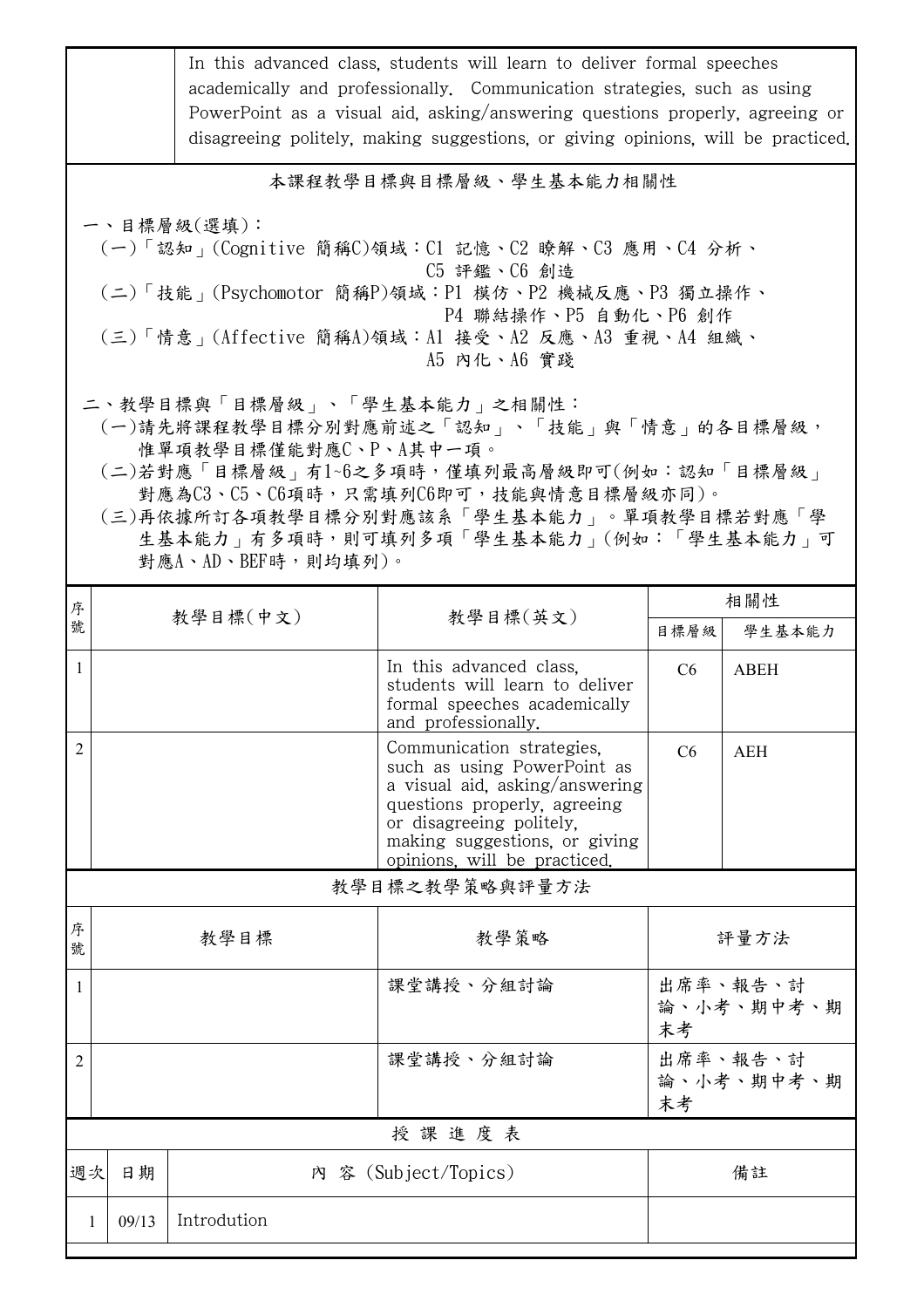| | In this advanced class, students will learn to deliver formal speeches academically and professionally. Communication strategies, such as using PowerPoint as a visual aid, asking/answering questions properly, agreeing or disagreeing politely, making suggestions, or giving opinions, will be practiced. |
|---|---|

## 本課程教學目標與目標層級、學生基本能力相關性

一、目標層級(選填)：

(一)「認知」(Cognitive 簡稱C)領域：C1 記憶、C2 瞭解、C3 應用、C4 分析、C5 評鑑、C6 創造

(二)「技能」(Psychomotor 簡稱P)領域：P1 模仿、P2 機械反應、P3 獨立操作、P4 聯結操作、P5 自動化、P6 創作

(三)「情意」(Affective 簡稱A)領域：A1 接受、A2 反應、A3 重視、A4 組織、A5 內化、A6 實踐

二、教學目標與「目標層級」、「學生基本能力」之相關性：

(一)請先將課程教學目標分別對應前述之「認知」、「技能」與「情意」的各目標層級，惟單項教學目標僅能對應C、P、A其中一項。

(二)若對應「目標層級」有1~6之多項時，僅填列最高層級即可(例如：認知「目標層級」對應為C3、C5、C6項時，只需填列C6即可，技能與情意目標層級亦同)。

(三)再依據所訂各項教學目標分別對應該系「學生基本能力」。單項教學目標若對應「學生基本能力」有多項時，則可填列多項「學生基本能力」(例如：「學生基本能力」可對應A、AD、BEF時，則均填列)。

| 序號 | 教學目標(中文) | 教學目標(英文) | 相關性 | |
|---|---|---|---|---|
| | | | 目標層級 | 學生基本能力 |
| 1 | | In this advanced class, students will learn to deliver formal speeches academically and professionally. | C6 | ABEH |
| 2 | | Communication strategies, such as using PowerPoint as a visual aid, asking/answering questions properly, agreeing or disagreeing politely, making suggestions, or giving opinions, will be practiced. | C6 | AEH |

## 教學目標之教學策略與評量方法

| 序號 | 教學目標 | 教學策略 | 評量方法 |
|---|---|---|---|
| 1 | | 課堂講授、分組討論 | 出席率、報告、討論、小考、期中考、期末考 |
| 2 | | 課堂講授、分組討論 | 出席率、報告、討論、小考、期中考、期末考 |

## 授 課 進 度 表

| 週次 | 日期 | 內 容 (Subject/Topics) | 備註 |
|---|---|---|---|
| 1 | 09/13 | Introdution | |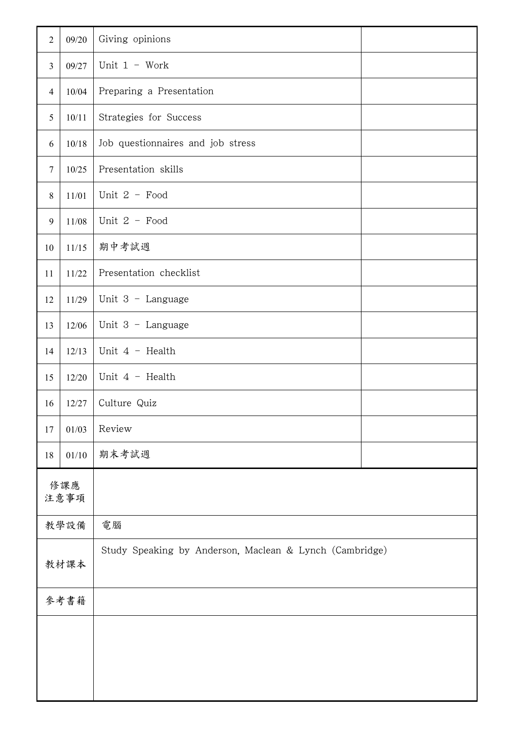| 2 | 09/20 | Giving opinions | |
|---|---|---|---|
| 3 | 09/27 | Unit 1 - Work | |
| 4 | 10/04 | Preparing a Presentation | |
| 5 | 10/11 | Strategies for Success | |
| 6 | 10/18 | Job questionnaires and job stress | |
| 7 | 10/25 | Presentation skills | |
| 8 | 11/01 | Unit 2 - Food | |
| 9 | 11/08 | Unit 2 - Food | |
| 10 | 11/15 | 期中考試週 | |
| 11 | 11/22 | Presentation checklist | |
| 12 | 11/29 | Unit 3 - Language | |
| 13 | 12/06 | Unit 3 - Language | |
| 14 | 12/13 | Unit 4 - Health | |
| 15 | 12/20 | Unit 4 - Health | |
| 16 | 12/27 | Culture Quiz | |
| 17 | 01/03 | Review | |
| 18 | 01/10 | 期末考試週 | |

| 修課應注意事項 | |
|---|---|
| 教學設備 | 電腦 |
| 教材課本 | Study Speaking by Anderson, Maclean & Lynch (Cambridge) |
| 參考書籍 | |
| | |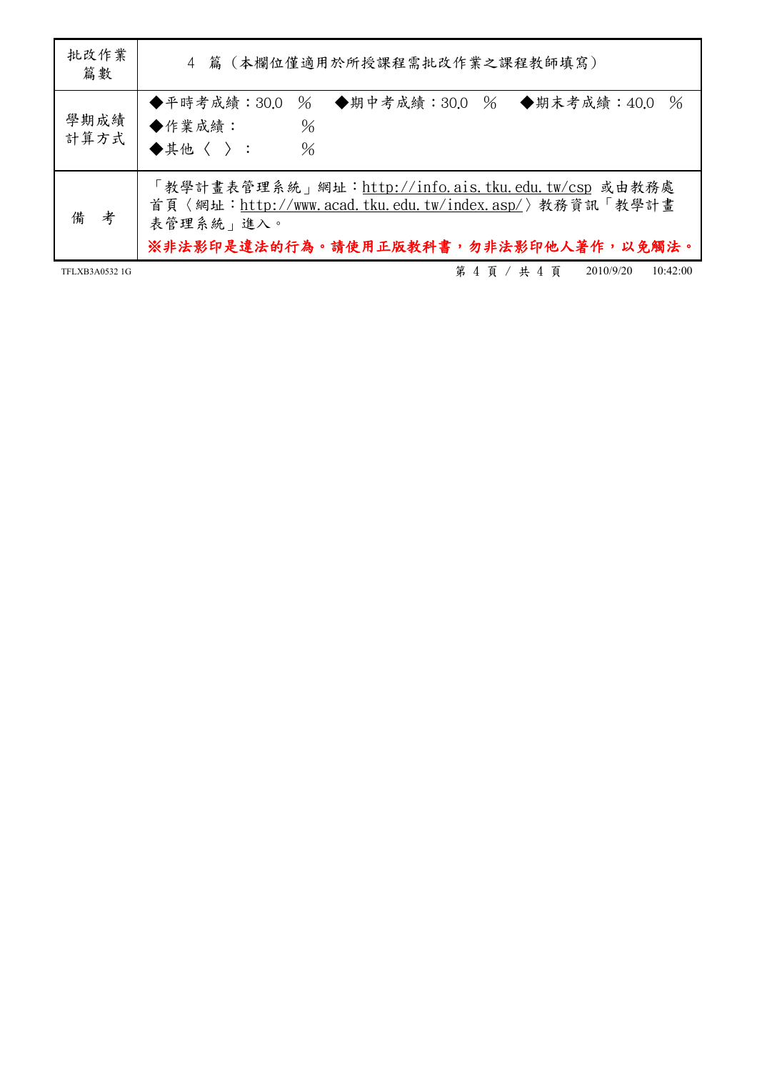| | |
|---|---|
| 批改作業篇數 | 4 篇（本欄位僅適用於所授課程需批改作業之課程教師填寫） |
| 學期成績計算方式 | ◆平時考成績：30.0 ％　◆期中考成績：30.0 ％　◆期末考成績：40.0 ％<br>◆作業成績：　　％<br>◆其他〈 〉：　　％ |
| 備　考 | 「教學計畫表管理系統」網址：http://info.ais.tku.edu.tw/csp 或由教務處首頁〈網址：http://www.acad.tku.edu.tw/index.asp/〉教務資訊「教學計畫表管理系統」進入。<br>**※非法影印是違法的行為。請使用正版教科書，勿非法影印他人著作，以免觸法。** |

TFLXB3A0532 1G　　2010/9/20　10:42:00